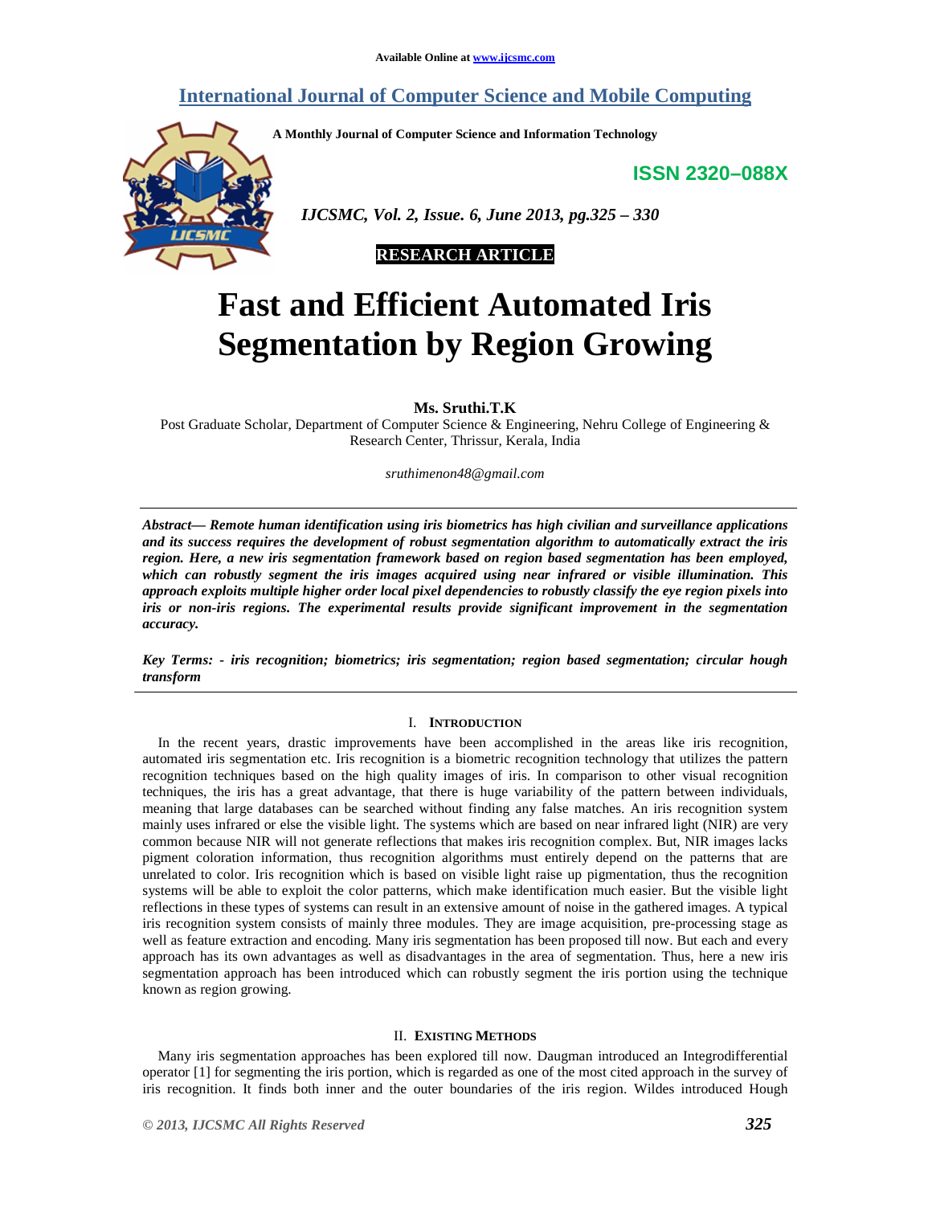Available Online at www.ijcsmc.com

# International Journal of Computer Science and Mobile Computing

**A Monthly Journal of Computer Science and Information Technology**

**ISSN 2320–088X**

*IJCSMC, Vol. 2, Issue. 6, June 2013, pg.325 – 330*

**RESEARCH ARTICLE**

# Fast and Efficient Automated Iris Segmentation by Region Growing

**Ms. Sruthi.T.K**

Post Graduate Scholar, Department of Computer Science & Engineering, Nehru College of Engineering & Research Center, Thrissur, Kerala, India

*sruthimenon48@gmail.com*

***Abstract— Remote human identification using iris biometrics has high civilian and surveillance applications and its success requires the development of robust segmentation algorithm to automatically extract the iris region. Here, a new iris segmentation framework based on region based segmentation has been employed, which can robustly segment the iris images acquired using near infrared or visible illumination. This approach exploits multiple higher order local pixel dependencies to robustly classify the eye region pixels into iris or non-iris regions. The experimental results provide significant improvement in the segmentation accuracy.***

***Key Terms: - iris recognition; biometrics; iris segmentation; region based segmentation; circular hough transform***

## I. Introduction

In the recent years, drastic improvements have been accomplished in the areas like iris recognition, automated iris segmentation etc. Iris recognition is a biometric recognition technology that utilizes the pattern recognition techniques based on the high quality images of iris. In comparison to other visual recognition techniques, the iris has a great advantage, that there is huge variability of the pattern between individuals, meaning that large databases can be searched without finding any false matches. An iris recognition system mainly uses infrared or else the visible light. The systems which are based on near infrared light (NIR) are very common because NIR will not generate reflections that makes iris recognition complex. But, NIR images lacks pigment coloration information, thus recognition algorithms must entirely depend on the patterns that are unrelated to color. Iris recognition which is based on visible light raise up pigmentation, thus the recognition systems will be able to exploit the color patterns, which make identification much easier. But the visible light reflections in these types of systems can result in an extensive amount of noise in the gathered images. A typical iris recognition system consists of mainly three modules. They are image acquisition, pre-processing stage as well as feature extraction and encoding. Many iris segmentation has been proposed till now. But each and every approach has its own advantages as well as disadvantages in the area of segmentation. Thus, here a new iris segmentation approach has been introduced which can robustly segment the iris portion using the technique known as region growing.

## II. Existing Methods

Many iris segmentation approaches has been explored till now. Daugman introduced an Integrodifferential operator [1] for segmenting the iris portion, which is regarded as one of the most cited approach in the survey of iris recognition. It finds both inner and the outer boundaries of the iris region. Wildes introduced Hough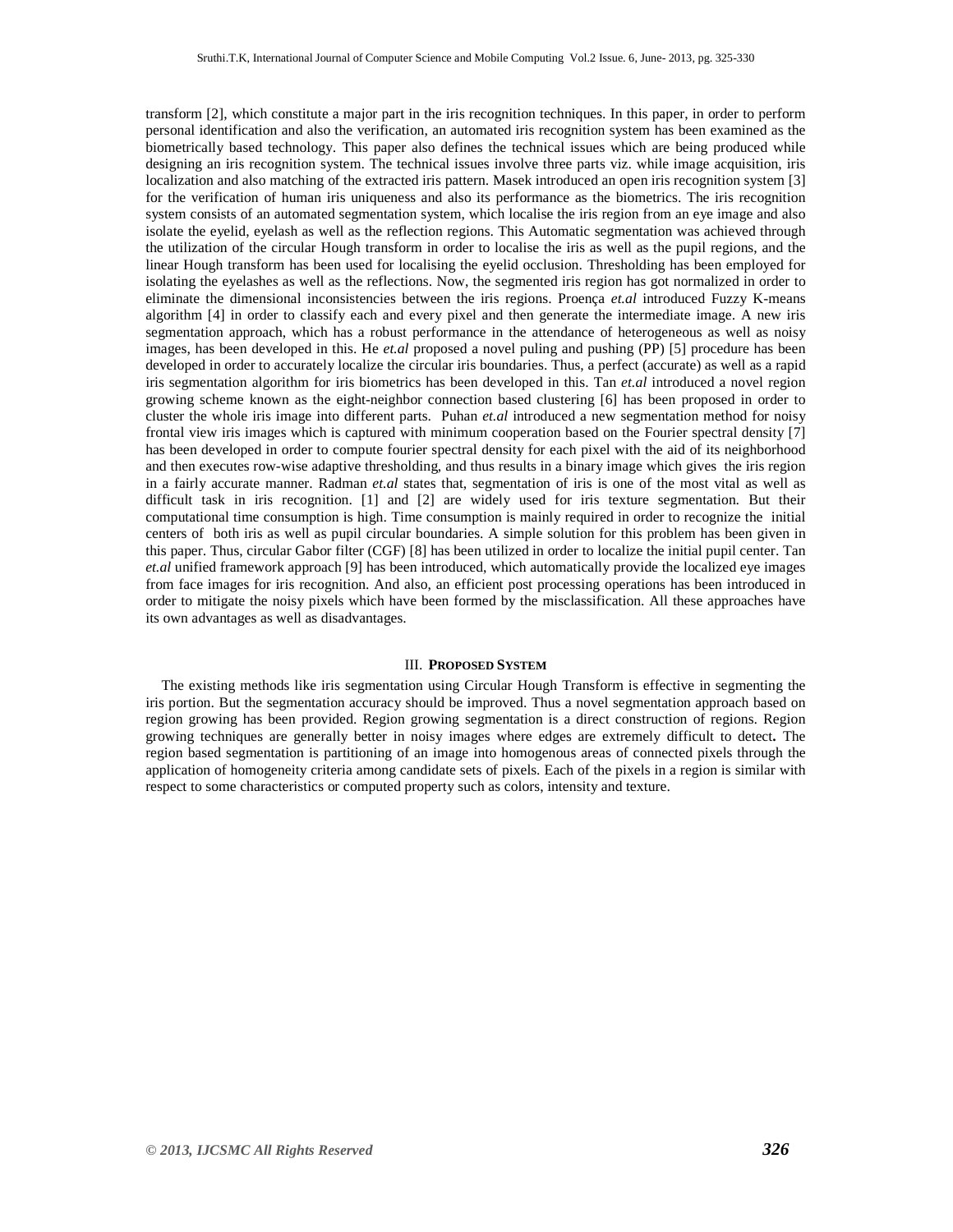transform [2], which constitute a major part in the iris recognition techniques. In this paper, in order to perform personal identification and also the verification, an automated iris recognition system has been examined as the biometrically based technology. This paper also defines the technical issues which are being produced while designing an iris recognition system. The technical issues involve three parts viz. while image acquisition, iris localization and also matching of the extracted iris pattern. Masek introduced an open iris recognition system [3] for the verification of human iris uniqueness and also its performance as the biometrics. The iris recognition system consists of an automated segmentation system, which localise the iris region from an eye image and also isolate the eyelid, eyelash as well as the reflection regions. This Automatic segmentation was achieved through the utilization of the circular Hough transform in order to localise the iris as well as the pupil regions, and the linear Hough transform has been used for localising the eyelid occlusion. Thresholding has been employed for isolating the eyelashes as well as the reflections. Now, the segmented iris region has got normalized in order to eliminate the dimensional inconsistencies between the iris regions. Proença *et.al* introduced Fuzzy K-means algorithm [4] in order to classify each and every pixel and then generate the intermediate image. A new iris segmentation approach, which has a robust performance in the attendance of heterogeneous as well as noisy images, has been developed in this. He *et.al* proposed a novel puling and pushing (PP) [5] procedure has been developed in order to accurately localize the circular iris boundaries. Thus, a perfect (accurate) as well as a rapid iris segmentation algorithm for iris biometrics has been developed in this. Tan *et.al* introduced a novel region growing scheme known as the eight-neighbor connection based clustering [6] has been proposed in order to cluster the whole iris image into different parts. Puhan *et.al* introduced a new segmentation method for noisy frontal view iris images which is captured with minimum cooperation based on the Fourier spectral density [7] has been developed in order to compute fourier spectral density for each pixel with the aid of its neighborhood and then executes row-wise adaptive thresholding, and thus results in a binary image which gives the iris region in a fairly accurate manner. Radman *et.al* states that, segmentation of iris is one of the most vital as well as difficult task in iris recognition. [1] and [2] are widely used for iris texture segmentation. But their computational time consumption is high. Time consumption is mainly required in order to recognize the initial centers of both iris as well as pupil circular boundaries. A simple solution for this problem has been given in this paper. Thus, circular Gabor filter (CGF) [8] has been utilized in order to localize the initial pupil center. Tan *et.al* unified framework approach [9] has been introduced, which automatically provide the localized eye images from face images for iris recognition. And also, an efficient post processing operations has been introduced in order to mitigate the noisy pixels which have been formed by the misclassification. All these approaches have its own advantages as well as disadvantages.

## III. PROPOSED SYSTEM

The existing methods like iris segmentation using Circular Hough Transform is effective in segmenting the iris portion. But the segmentation accuracy should be improved. Thus a novel segmentation approach based on region growing has been provided. Region growing segmentation is a direct construction of regions. Region growing techniques are generally better in noisy images where edges are extremely difficult to detect. The region based segmentation is partitioning of an image into homogenous areas of connected pixels through the application of homogeneity criteria among candidate sets of pixels. Each of the pixels in a region is similar with respect to some characteristics or computed property such as colors, intensity and texture.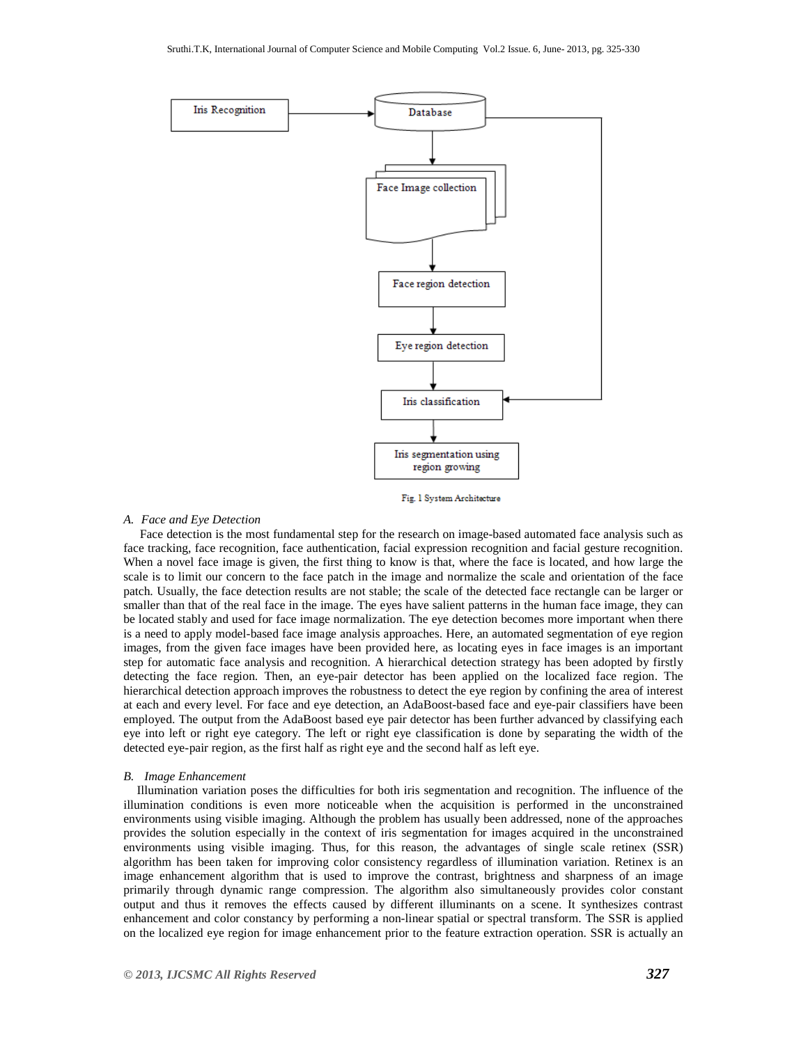Fig. 1 System Architecture

### A. *Face and Eye Detection*

Face detection is the most fundamental step for the research on image-based automated face analysis such as face tracking, face recognition, face authentication, facial expression recognition and facial gesture recognition. When a novel face image is given, the first thing to know is that, where the face is located, and how large the scale is to limit our concern to the face patch in the image and normalize the scale and orientation of the face patch. Usually, the face detection results are not stable; the scale of the detected face rectangle can be larger or smaller than that of the real face in the image. The eyes have salient patterns in the human face image, they can be located stably and used for face image normalization. The eye detection becomes more important when there is a need to apply model-based face image analysis approaches. Here, an automated segmentation of eye region images, from the given face images have been provided here, as locating eyes in face images is an important step for automatic face analysis and recognition. A hierarchical detection strategy has been adopted by firstly detecting the face region. Then, an eye-pair detector has been applied on the localized face region. The hierarchical detection approach improves the robustness to detect the eye region by confining the area of interest at each and every level. For face and eye detection, an AdaBoost-based face and eye-pair classifiers have been employed. The output from the AdaBoost based eye pair detector has been further advanced by classifying each eye into left or right eye category. The left or right eye classification is done by separating the width of the detected eye-pair region, as the first half as right eye and the second half as left eye.

### B. *Image Enhancement*

Illumination variation poses the difficulties for both iris segmentation and recognition. The influence of the illumination conditions is even more noticeable when the acquisition is performed in the unconstrained environments using visible imaging. Although the problem has usually been addressed, none of the approaches provides the solution especially in the context of iris segmentation for images acquired in the unconstrained environments using visible imaging. Thus, for this reason, the advantages of single scale retinex (SSR) algorithm has been taken for improving color consistency regardless of illumination variation. Retinex is an image enhancement algorithm that is used to improve the contrast, brightness and sharpness of an image primarily through dynamic range compression. The algorithm also simultaneously provides color constant output and thus it removes the effects caused by different illuminants on a scene. It synthesizes contrast enhancement and color constancy by performing a non-linear spatial or spectral transform. The SSR is applied on the localized eye region for image enhancement prior to the feature extraction operation. SSR is actually an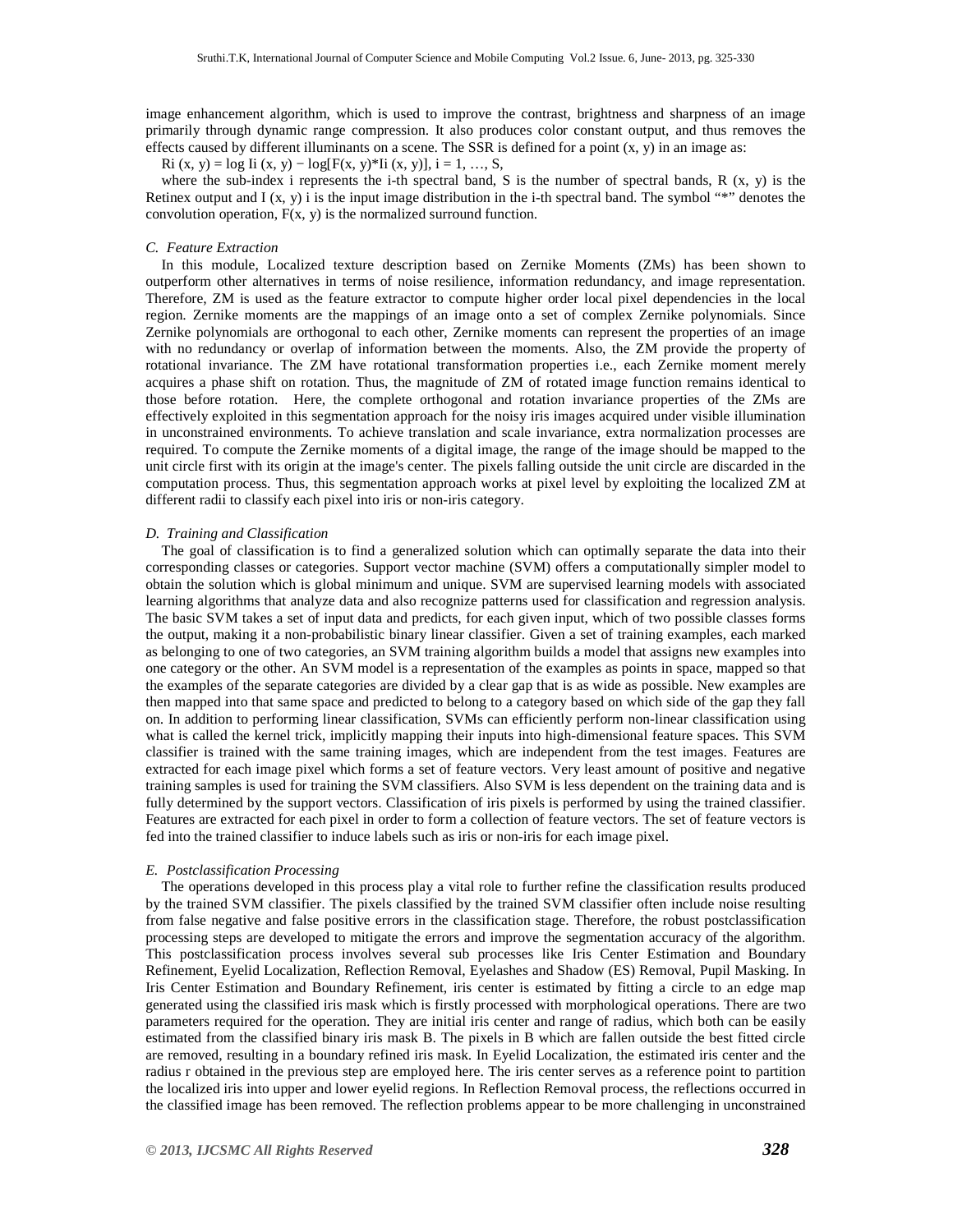image enhancement algorithm, which is used to improve the contrast, brightness and sharpness of an image primarily through dynamic range compression. It also produces color constant output, and thus removes the effects caused by different illuminants on a scene. The SSR is defined for a point (x, y) in an image as:

$$R_i(x, y) = \log I_i(x, y) - \log[F(x, y) * I_i(x, y)], \quad i = 1, \ldots, S,$$

where the sub-index i represents the i-th spectral band, S is the number of spectral bands, R (x, y) is the Retinex output and $I(x, y)_i$ is the input image distribution in the i-th spectral band. The symbol "*" denotes the convolution operation, F(x, y) is the normalized surround function.

### *C. Feature Extraction*

In this module, Localized texture description based on Zernike Moments (ZMs) has been shown to outperform other alternatives in terms of noise resilience, information redundancy, and image representation. Therefore, ZM is used as the feature extractor to compute higher order local pixel dependencies in the local region. Zernike moments are the mappings of an image onto a set of complex Zernike polynomials. Since Zernike polynomials are orthogonal to each other, Zernike moments can represent the properties of an image with no redundancy or overlap of information between the moments. Also, the ZM provide the property of rotational invariance. The ZM have rotational transformation properties i.e., each Zernike moment merely acquires a phase shift on rotation. Thus, the magnitude of ZM of rotated image function remains identical to those before rotation. Here, the complete orthogonal and rotation invariance properties of the ZMs are effectively exploited in this segmentation approach for the noisy iris images acquired under visible illumination in unconstrained environments. To achieve translation and scale invariance, extra normalization processes are required. To compute the Zernike moments of a digital image, the range of the image should be mapped to the unit circle first with its origin at the image's center. The pixels falling outside the unit circle are discarded in the computation process. Thus, this segmentation approach works at pixel level by exploiting the localized ZM at different radii to classify each pixel into iris or non-iris category.

### *D. Training and Classification*

The goal of classification is to find a generalized solution which can optimally separate the data into their corresponding classes or categories. Support vector machine (SVM) offers a computationally simpler model to obtain the solution which is global minimum and unique. SVM are supervised learning models with associated learning algorithms that analyze data and also recognize patterns used for classification and regression analysis. The basic SVM takes a set of input data and predicts, for each given input, which of two possible classes forms the output, making it a non-probabilistic binary linear classifier. Given a set of training examples, each marked as belonging to one of two categories, an SVM training algorithm builds a model that assigns new examples into one category or the other. An SVM model is a representation of the examples as points in space, mapped so that the examples of the separate categories are divided by a clear gap that is as wide as possible. New examples are then mapped into that same space and predicted to belong to a category based on which side of the gap they fall on. In addition to performing linear classification, SVMs can efficiently perform non-linear classification using what is called the kernel trick, implicitly mapping their inputs into high-dimensional feature spaces. This SVM classifier is trained with the same training images, which are independent from the test images. Features are extracted for each image pixel which forms a set of feature vectors. Very least amount of positive and negative training samples is used for training the SVM classifiers. Also SVM is less dependent on the training data and is fully determined by the support vectors. Classification of iris pixels is performed by using the trained classifier. Features are extracted for each pixel in order to form a collection of feature vectors. The set of feature vectors is fed into the trained classifier to induce labels such as iris or non-iris for each image pixel.

### *E. Postclassification Processing*

The operations developed in this process play a vital role to further refine the classification results produced by the trained SVM classifier. The pixels classified by the trained SVM classifier often include noise resulting from false negative and false positive errors in the classification stage. Therefore, the robust postclassification processing steps are developed to mitigate the errors and improve the segmentation accuracy of the algorithm. This postclassification process involves several sub processes like Iris Center Estimation and Boundary Refinement, Eyelid Localization, Reflection Removal, Eyelashes and Shadow (ES) Removal, Pupil Masking. In Iris Center Estimation and Boundary Refinement, iris center is estimated by fitting a circle to an edge map generated using the classified iris mask which is firstly processed with morphological operations. There are two parameters required for the operation. They are initial iris center and range of radius, which both can be easily estimated from the classified binary iris mask B. The pixels in B which are fallen outside the best fitted circle are removed, resulting in a boundary refined iris mask. In Eyelid Localization, the estimated iris center and the radius r obtained in the previous step are employed here. The iris center serves as a reference point to partition the localized iris into upper and lower eyelid regions. In Reflection Removal process, the reflections occurred in the classified image has been removed. The reflection problems appear to be more challenging in unconstrained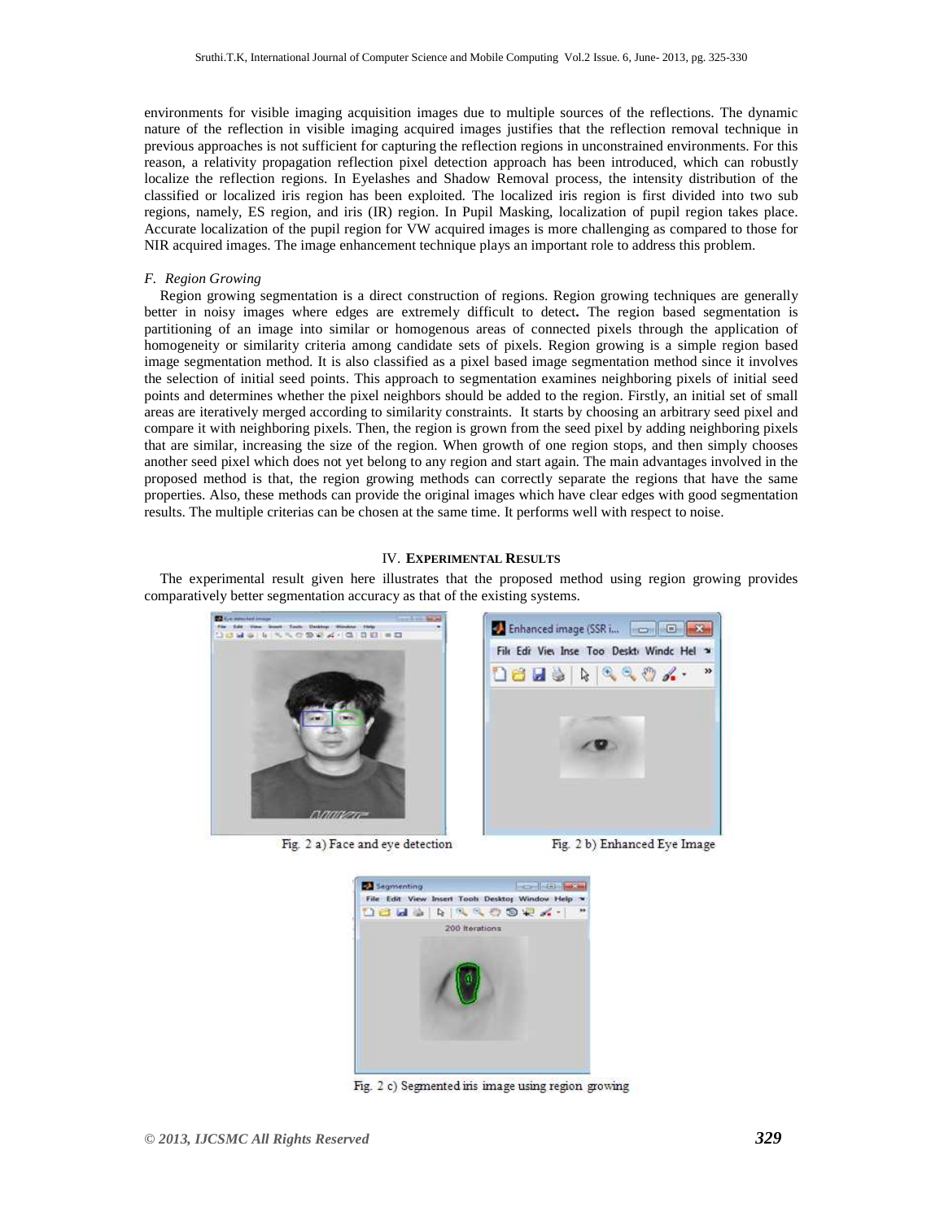environments for visible imaging acquisition images due to multiple sources of the reflections. The dynamic nature of the reflection in visible imaging acquired images justifies that the reflection removal technique in previous approaches is not sufficient for capturing the reflection regions in unconstrained environments. For this reason, a relativity propagation reflection pixel detection approach has been introduced, which can robustly localize the reflection regions. In Eyelashes and Shadow Removal process, the intensity distribution of the classified or localized iris region has been exploited. The localized iris region is first divided into two sub regions, namely, ES region, and iris (IR) region. In Pupil Masking, localization of pupil region takes place. Accurate localization of the pupil region for VW acquired images is more challenging as compared to those for NIR acquired images. The image enhancement technique plays an important role to address this problem.

### *F. Region Growing*

Region growing segmentation is a direct construction of regions. Region growing techniques are generally better in noisy images where edges are extremely difficult to detect**.** The region based segmentation is partitioning of an image into similar or homogenous areas of connected pixels through the application of homogeneity or similarity criteria among candidate sets of pixels. Region growing is a simple region based image segmentation method. It is also classified as a pixel based image segmentation method since it involves the selection of initial seed points. This approach to segmentation examines neighboring pixels of initial seed points and determines whether the pixel neighbors should be added to the region. Firstly, an initial set of small areas are iteratively merged according to similarity constraints. It starts by choosing an arbitrary seed pixel and compare it with neighboring pixels. Then, the region is grown from the seed pixel by adding neighboring pixels that are similar, increasing the size of the region. When growth of one region stops, and then simply chooses another seed pixel which does not yet belong to any region and start again. The main advantages involved in the proposed method is that, the region growing methods can correctly separate the regions that have the same properties. Also, these methods can provide the original images which have clear edges with good segmentation results. The multiple criterias can be chosen at the same time. It performs well with respect to noise.

## IV. EXPERIMENTAL RESULTS

The experimental result given here illustrates that the proposed method using region growing provides comparatively better segmentation accuracy as that of the existing systems.

Fig. 2 a) Face and eye detection

Fig. 2 b) Enhanced Eye Image

Fig. 2 c) Segmented iris image using region growing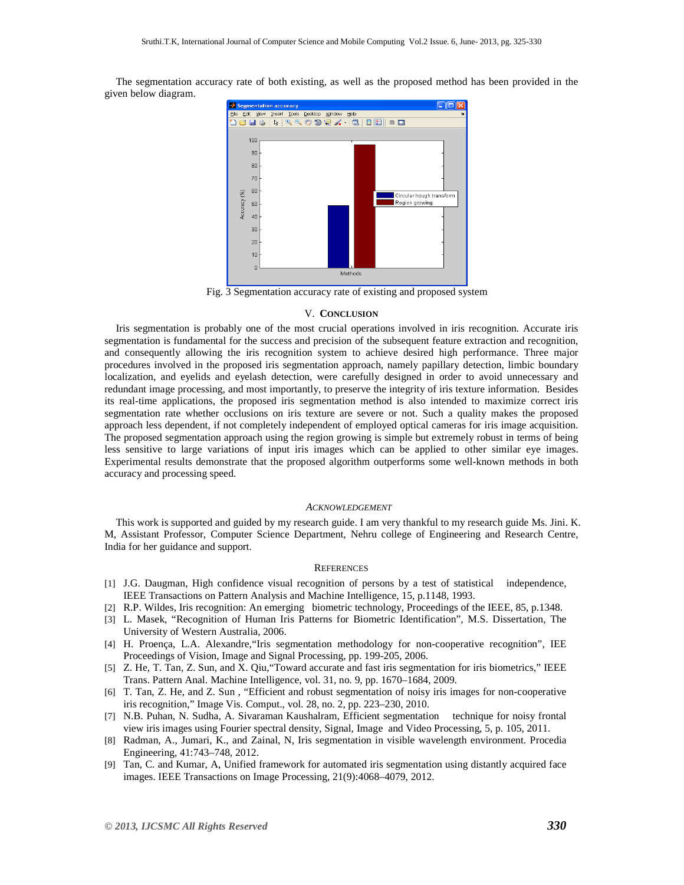The segmentation accuracy rate of both existing, as well as the proposed method has been provided in the given below diagram.

Segmentation accuracy

File Edit View Insert Tools Desktop Window Help

100
90
80
70
60
50
40
30
20
10
0

Accuracy (%)

Methods

Circular hough transform
Region growing

Fig. 3 Segmentation accuracy rate of existing and proposed system

## V. CONCLUSION

Iris segmentation is probably one of the most crucial operations involved in iris recognition. Accurate iris segmentation is fundamental for the success and precision of the subsequent feature extraction and recognition, and consequently allowing the iris recognition system to achieve desired high performance. Three major procedures involved in the proposed iris segmentation approach, namely papillary detection, limbic boundary localization, and eyelids and eyelash detection, were carefully designed in order to avoid unnecessary and redundant image processing, and most importantly, to preserve the integrity of iris texture information. Besides its real-time applications, the proposed iris segmentation method is also intended to maximize correct iris segmentation rate whether occlusions on iris texture are severe or not. Such a quality makes the proposed approach less dependent, if not completely independent of employed optical cameras for iris image acquisition. The proposed segmentation approach using the region growing is simple but extremely robust in terms of being less sensitive to large variations of input iris images which can be applied to other similar eye images. Experimental results demonstrate that the proposed algorithm outperforms some well-known methods in both accuracy and processing speed.

## *ACKNOWLEDGEMENT*

This work is supported and guided by my research guide. I am very thankful to my research guide Ms. Jini. K. M, Assistant Professor, Computer Science Department, Nehru college of Engineering and Research Centre, India for her guidance and support.

## REFERENCES

[1] J.G. Daugman, High confidence visual recognition of persons by a test of statistical independence, IEEE Transactions on Pattern Analysis and Machine Intelligence, 15, p.1148, 1993.

[2] R.P. Wildes, Iris recognition: An emerging biometric technology, Proceedings of the IEEE, 85, p.1348.

[3] L. Masek, "Recognition of Human Iris Patterns for Biometric Identification", M.S. Dissertation, The University of Western Australia, 2006.

[4] H. Proença, L.A. Alexandre,"Iris segmentation methodology for non-cooperative recognition", IEE Proceedings of Vision, Image and Signal Processing, pp. 199-205, 2006.

[5] Z. He, T. Tan, Z. Sun, and X. Qiu,"Toward accurate and fast iris segmentation for iris biometrics," IEEE Trans. Pattern Anal. Machine Intelligence, vol. 31, no. 9, pp. 1670–1684, 2009.

[6] T. Tan, Z. He, and Z. Sun , "Efficient and robust segmentation of noisy iris images for non-cooperative iris recognition," Image Vis. Comput., vol. 28, no. 2, pp. 223–230, 2010.

[7] N.B. Puhan, N. Sudha, A. Sivaraman Kaushalram, Efficient segmentation technique for noisy frontal view iris images using Fourier spectral density, Signal, Image and Video Processing, 5, p. 105, 2011.

[8] Radman, A., Jumari, K., and Zainal, N, Iris segmentation in visible wavelength environment. Procedia Engineering, 41:743–748, 2012.

[9] Tan, C. and Kumar, A, Unified framework for automated iris segmentation using distantly acquired face images. IEEE Transactions on Image Processing, 21(9):4068–4079, 2012.